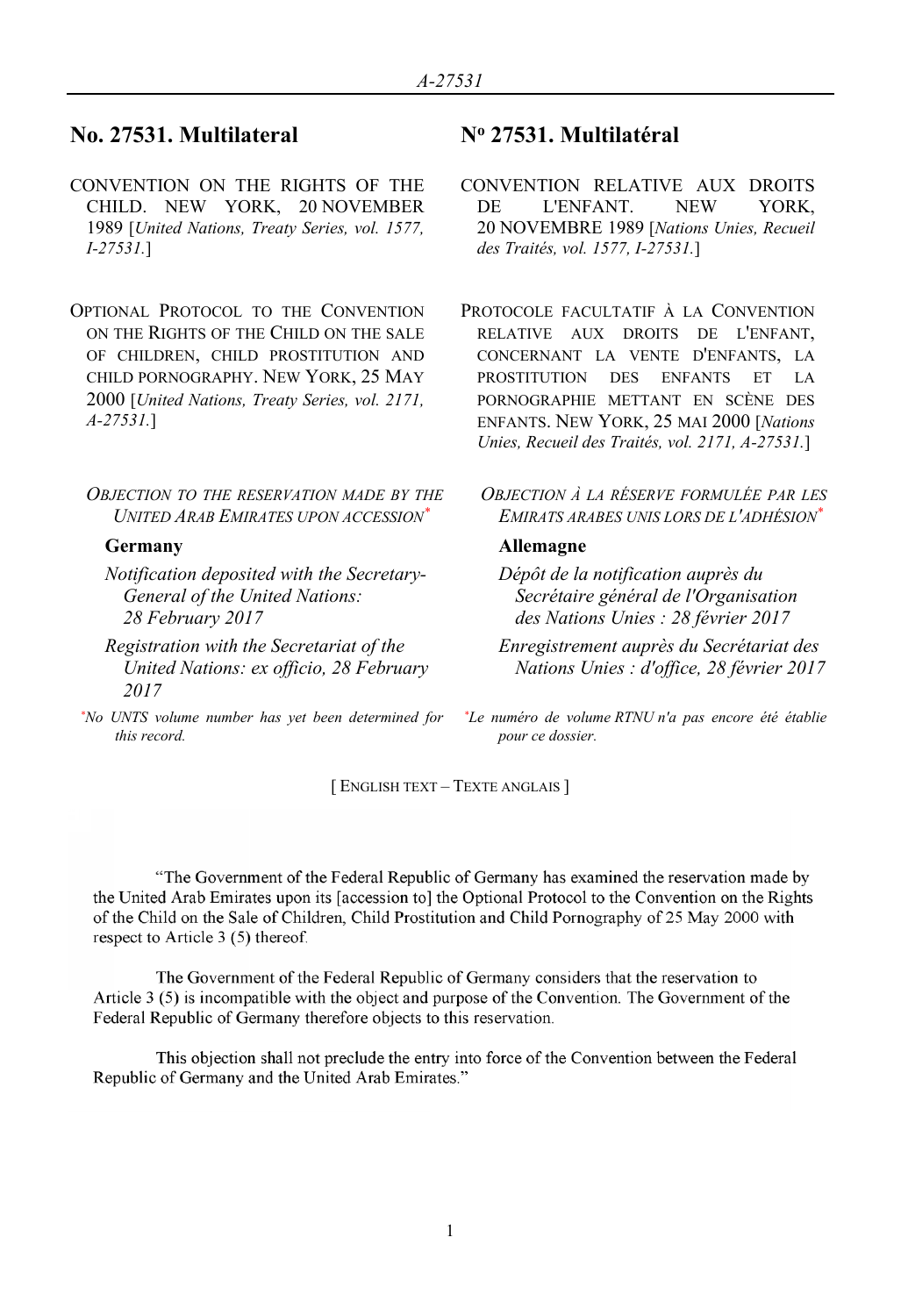# No. 27531. Multilateral

CONVENTION ON THE RIGHTS OF THE CHILD. NEW YORK, 20 NOVEMBER 1989 [*United Nations, Treaty Series, vol. 1577, I-27531.*]

OPTIONAL PROTOCOL TO THE CONVENTION ON THE RIGHTS OF THE CHILD ON THE SALE OF CHILDREN, CHILD PROSTITUTION AND CHILD PORNOGRAPHY. NEW YORK, 25 MAY 2000 [*United Nations, Treaty Series, vol. 2171, A-27531.*]

*OBJECTION TO THE RESERVATION MADE BY THE UNITED ARAB EMIRATES UPON ACCESSION*[*]

**Germany**

*Notification deposited with the Secretary-General of the United Nations: 28 February 2017*

*Registration with the Secretariat of the United Nations: ex officio, 28 February 2017*

[*] *No UNTS volume number has yet been determined for this record.*

# Nº 27531. Multilatéral

CONVENTION RELATIVE AUX DROITS DE L'ENFANT. NEW YORK, 20 NOVEMBRE 1989 [*Nations Unies, Recueil des Traités, vol. 1577, I-27531.*]

PROTOCOLE FACULTATIF À LA CONVENTION RELATIVE AUX DROITS DE L'ENFANT, CONCERNANT LA VENTE D'ENFANTS, LA PROSTITUTION DES ENFANTS ET LA PORNOGRAPHIE METTANT EN SCÈNE DES ENFANTS. NEW YORK, 25 MAI 2000 [*Nations Unies, Recueil des Traités, vol. 2171, A-27531.*]

*OBJECTION À LA RÉSERVE FORMULÉE PAR LES EMIRATS ARABES UNIS LORS DE L'ADHÉSION*[*]

**Allemagne**

*Dépôt de la notification auprès du Secrétaire général de l'Organisation des Nations Unies : 28 février 2017*

*Enregistrement auprès du Secrétariat des Nations Unies : d'office, 28 février 2017*

[*] *Le numéro de volume RTNU n'a pas encore été établie pour ce dossier.*

[ ENGLISH TEXT – TEXTE ANGLAIS ]

"The Government of the Federal Republic of Germany has examined the reservation made by the United Arab Emirates upon its [accession to] the Optional Protocol to the Convention on the Rights of the Child on the Sale of Children, Child Prostitution and Child Pornography of 25 May 2000 with respect to Article 3 (5) thereof.

The Government of the Federal Republic of Germany considers that the reservation to Article 3 (5) is incompatible with the object and purpose of the Convention. The Government of the Federal Republic of Germany therefore objects to this reservation.

This objection shall not preclude the entry into force of the Convention between the Federal Republic of Germany and the United Arab Emirates."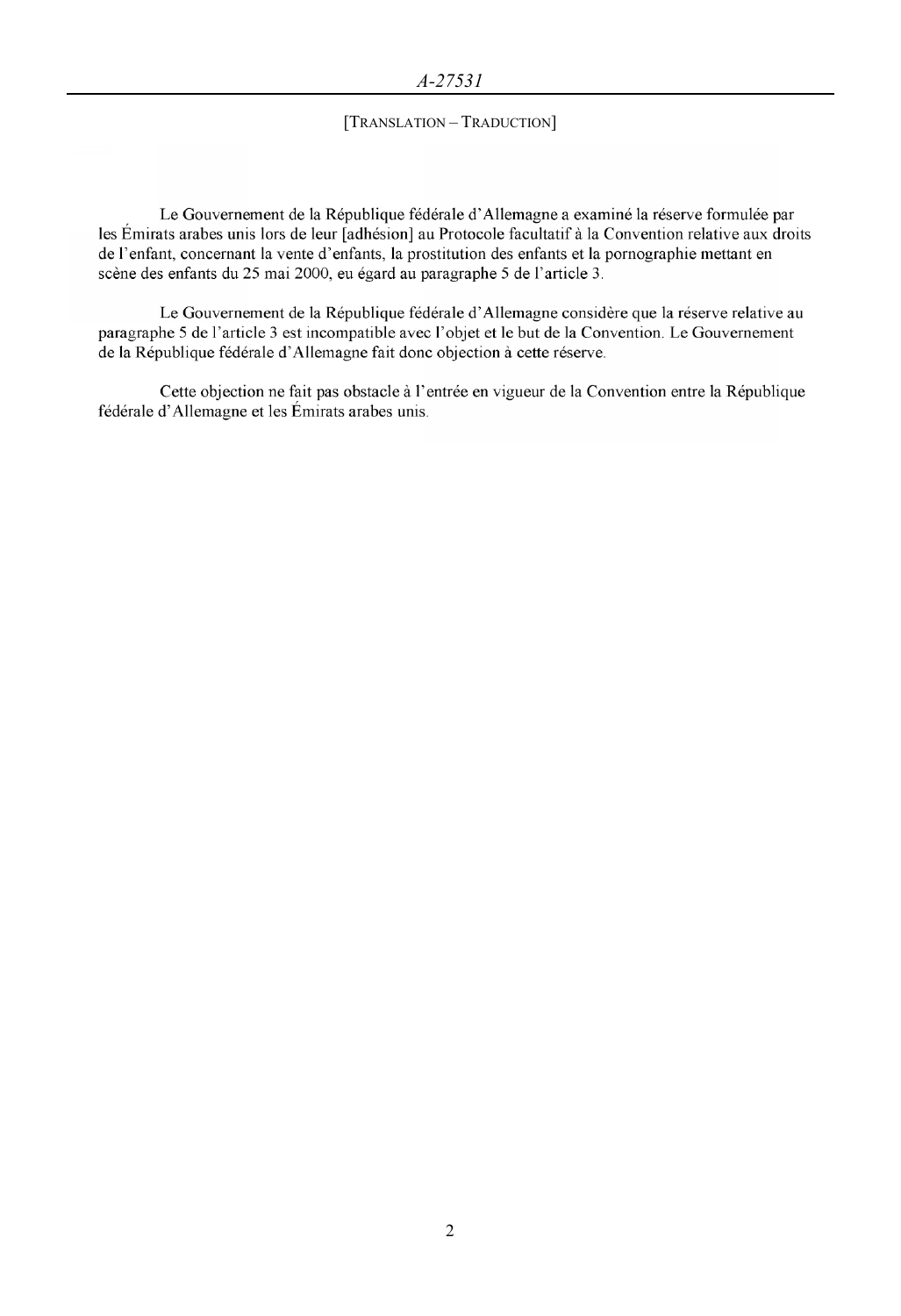[TRANSLATION – TRADUCTION]

Le Gouvernement de la République fédérale d'Allemagne a examiné la réserve formulée par les Émirats arabes unis lors de leur [adhésion] au Protocole facultatif à la Convention relative aux droits de l'enfant, concernant la vente d'enfants, la prostitution des enfants et la pornographie mettant en scène des enfants du 25 mai 2000, eu égard au paragraphe 5 de l'article 3.

Le Gouvernement de la République fédérale d'Allemagne considère que la réserve relative au paragraphe 5 de l'article 3 est incompatible avec l'objet et le but de la Convention. Le Gouvernement de la République fédérale d'Allemagne fait donc objection à cette réserve.

Cette objection ne fait pas obstacle à l'entrée en vigueur de la Convention entre la République fédérale d'Allemagne et les Émirats arabes unis.